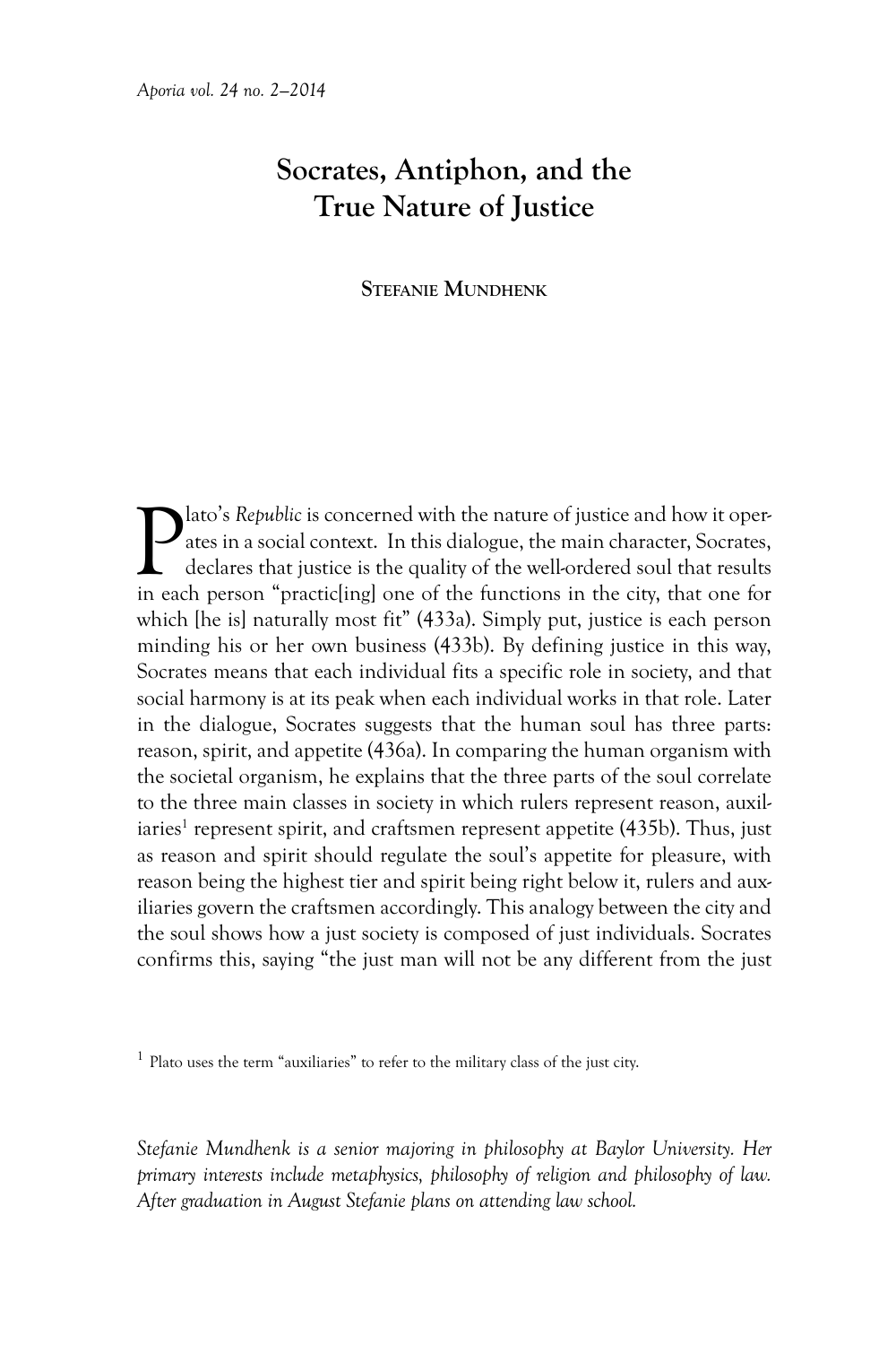# Socrates, Antiphon, and the True Nature of Justice

**Stefanie Mundhenk**

Plato's *Republic* is concerned with the nature of justice and how it operates in a social context. In this dialogue, the main character, Socrates, declares that justice is the quality of the well-ordered soul that results in each person "practic[ing] one of the functions in the city, that one for which [he is] naturally most fit" (433a). Simply put, justice is each person minding his or her own business (433b). By defining justice in this way, Socrates means that each individual fits a specific role in society, and that social harmony is at its peak when each individual works in that role. Later in the dialogue, Socrates suggests that the human soul has three parts: reason, spirit, and appetite (436a). In comparing the human organism with the societal organism, he explains that the three parts of the soul correlate to the three main classes in society in which rulers represent reason, auxiliaries[1] represent spirit, and craftsmen represent appetite (435b). Thus, just as reason and spirit should regulate the soul's appetite for pleasure, with reason being the highest tier and spirit being right below it, rulers and auxiliaries govern the craftsmen accordingly. This analogy between the city and the soul shows how a just society is composed of just individuals. Socrates confirms this, saying "the just man will not be any different from the just

[1] Plato uses the term "auxiliaries" to refer to the military class of the just city.

*Stefanie Mundhenk is a senior majoring in philosophy at Baylor University. Her primary interests include metaphysics, philosophy of religion and philosophy of law. After graduation in August Stefanie plans on attending law school.*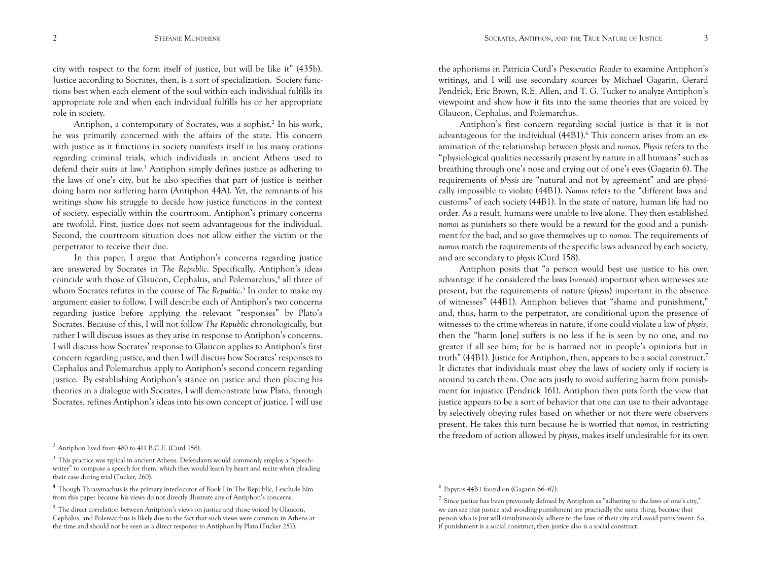city with respect to the form itself of justice, but will be like it" (435b). Justice according to Socrates, then, is a sort of specialization. Society functions best when each element of the soul within each individual fulfills its appropriate role and when each individual fulfills his or her appropriate role in society.

Antiphon, a contemporary of Socrates, was a sophist.[2] In his work, he was primarily concerned with the affairs of the state. His concern with justice as it functions in society manifests itself in his many orations regarding criminal trials, which individuals in ancient Athens used to defend their suits at law.[3] Antiphon simply defines justice as adhering to the laws of one's city, but he also specifies that part of justice is neither doing harm nor suffering harm (Antiphon 44A). Yet, the remnants of his writings show his struggle to decide how justice functions in the context of society, especially within the courtroom. Antiphon's primary concerns are twofold. First, justice does not seem advantageous for the individual. Second, the courtroom situation does not allow either the victim or the perpetrator to receive their due.

In this paper, I argue that Antiphon's concerns regarding justice are answered by Socrates in *The Republic*. Specifically, Antiphon's ideas coincide with those of Glaucon, Cephalus, and Polemarchus,[4] all three of whom Socrates refutes in the course of *The Republic*.[5] In order to make my argument easier to follow, I will describe each of Antiphon's two concerns regarding justice before applying the relevant "responses" by Plato's Socrates. Because of this, I will not follow *The Republic* chronologically, but rather I will discuss issues as they arise in response to Antiphon's concerns. I will discuss how Socrates' response to Glaucon applies to Antiphon's first concern regarding justice, and then I will discuss how Socrates' responses to Cephalus and Polemarchus apply to Antiphon's second concern regarding justice. By establishing Antiphon's stance on justice and then placing his theories in a dialogue with Socrates, I will demonstrate how Plato, through Socrates, refines Antiphon's ideas into his own concept of justice. I will use the aphorisms in Patricia Curd's *Presocratics Reader* to examine Antiphon's writings, and I will use secondary sources by Michael Gagarin, Gerard Pendrick, Eric Brown, R.E. Allen, and T. G. Tucker to analyze Antiphon's viewpoint and show how it fits into the same theories that are voiced by Glaucon, Cephalus, and Polemarchus.

Antiphon's first concern regarding social justice is that it is not advantageous for the individual (44B1).[6] This concern arises from an examination of the relationship between *physis* and *nomos*. *Physis* refers to the "physiological qualities necessarily present by nature in all humans" such as breathing through one's nose and crying out of one's eyes (Gagarin 6). The requirements of *physis* are "natural and not by agreement" and are physically impossible to violate (44B1). *Nomos* refers to the "different laws and customs" of each society (44B1). In the state of nature, human life had no order. As a result, humans were unable to live alone. They then established *nomoi* as punishers so there would be a reward for the good and a punishment for the bad, and so gave themselves up to *nomos.* The requirements of *nomos* match the requirements of the specific laws advanced by each society, and are secondary to *physis* (Curd 158).

Antiphon posits that "a person would best use justice to his own advantage if he considered the laws (*nomois*) important when witnesses are present, but the requirements of nature (*physis*) important in the absence of witnesses" (44B1). Antiphon believes that "shame and punishment," and, thus, harm to the perpetrator, are conditional upon the presence of witnesses to the crime whereas in nature, if one could violate a law of *physis*, then the "harm [one] suffers is no less if he is seen by no one, and no greater if all see him; for he is harmed not in people's opinions but in truth" (44B1). Justice for Antiphon, then, appears to be a social construct.[7] It dictates that individuals must obey the laws of society only if society is around to catch them. One acts justly to avoid suffering harm from punishment for injustice (Pendrick 161). Antiphon then puts forth the view that justice appears to be a sort of behavior that one can use to their advantage by selectively obeying rules based on whether or not there were observers present. He takes this turn because he is worried that *nomos*, in restricting the freedom of action allowed by *physis*, makes itself undesirable for its own

[2] Antiphon lived from 480 to 411 B.C.E. (Curd 156).

[3] This practice was typical in ancient Athens. Defendants would commonly employ a "speech-writer" to compose a speech for them, which they would learn by heart and recite when pleading their case during trial (Tucker, 260).

[4] Though Thrasymachus is the primary interlocutor of Book I in The Republic, I exclude him from this paper because his views do not directly illustrate any of Antiphon's concerns.

[5] The direct correlation between Anitphon's views on justice and those voiced by Glaucon, Cephalus, and Polemarchus is likely due to the fact that such views were common in Athens at the time and should not be seen as a direct response to Antiphon by Plato (Tucker 257).

[6] Papyrus 44B1 found on (Gagarin 66–67).

[7] Since justice has been previously defined by Antiphon as "adhering to the laws of one's city," we can see that justice and avoiding punishment are practically the same thing, because that person who is just will simultaneously adhere to the laws of their city and avoid punishment. So, if punishment is a social construct, then justice also is a social construct.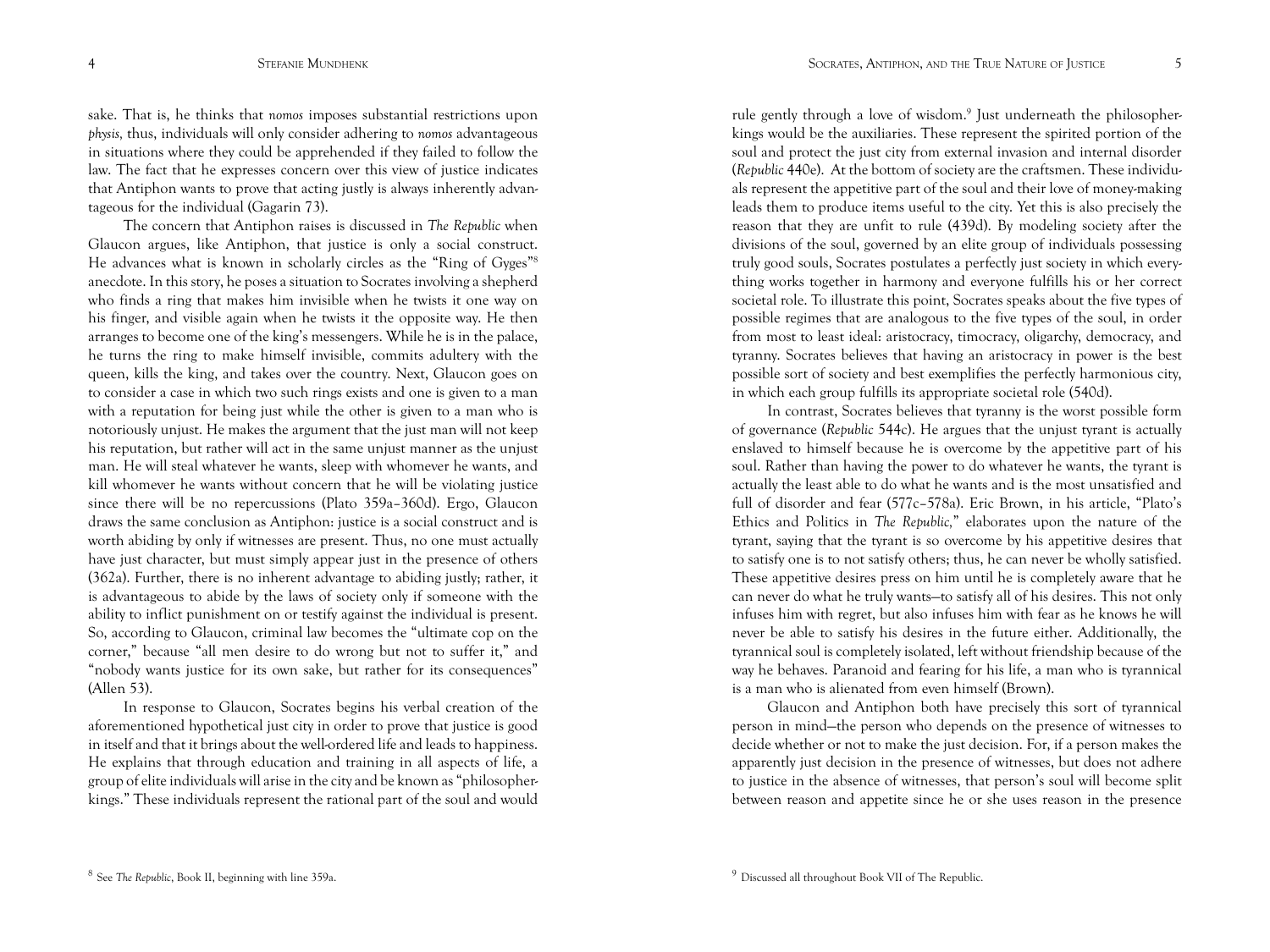sake. That is, he thinks that *nomos* imposes substantial restrictions upon *physis*, thus, individuals will only consider adhering to *nomos* advantageous in situations where they could be apprehended if they failed to follow the law. The fact that he expresses concern over this view of justice indicates that Antiphon wants to prove that acting justly is always inherently advantageous for the individual (Gagarin 73).

The concern that Antiphon raises is discussed in *The Republic* when Glaucon argues, like Antiphon, that justice is only a social construct. He advances what is known in scholarly circles as the "Ring of Gyges"[8] anecdote. In this story, he poses a situation to Socrates involving a shepherd who finds a ring that makes him invisible when he twists it one way on his finger, and visible again when he twists it the opposite way. He then arranges to become one of the king's messengers. While he is in the palace, he turns the ring to make himself invisible, commits adultery with the queen, kills the king, and takes over the country. Next, Glaucon goes on to consider a case in which two such rings exists and one is given to a man with a reputation for being just while the other is given to a man who is notoriously unjust. He makes the argument that the just man will not keep his reputation, but rather will act in the same unjust manner as the unjust man. He will steal whatever he wants, sleep with whomever he wants, and kill whomever he wants without concern that he will be violating justice since there will be no repercussions (Plato 359a–360d). Ergo, Glaucon draws the same conclusion as Antiphon: justice is a social construct and is worth abiding by only if witnesses are present. Thus, no one must actually have just character, but must simply appear just in the presence of others (362a). Further, there is no inherent advantage to abiding justly; rather, it is advantageous to abide by the laws of society only if someone with the ability to inflict punishment on or testify against the individual is present. So, according to Glaucon, criminal law becomes the "ultimate cop on the corner," because "all men desire to do wrong but not to suffer it," and "nobody wants justice for its own sake, but rather for its consequences" (Allen 53).

In response to Glaucon, Socrates begins his verbal creation of the aforementioned hypothetical just city in order to prove that justice is good in itself and that it brings about the well-ordered life and leads to happiness. He explains that through education and training in all aspects of life, a group of elite individuals will arise in the city and be known as "philosopher-kings." These individuals represent the rational part of the soul and would rule gently through a love of wisdom.[9] Just underneath the philosopher-kings would be the auxiliaries. These represent the spirited portion of the soul and protect the just city from external invasion and internal disorder (*Republic* 440e). At the bottom of society are the craftsmen. These individuals represent the appetitive part of the soul and their love of money-making leads them to produce items useful to the city. Yet this is also precisely the reason that they are unfit to rule (439d). By modeling society after the divisions of the soul, governed by an elite group of individuals possessing truly good souls, Socrates postulates a perfectly just society in which everything works together in harmony and everyone fulfills his or her correct societal role. To illustrate this point, Socrates speaks about the five types of possible regimes that are analogous to the five types of the soul, in order from most to least ideal: aristocracy, timocracy, oligarchy, democracy, and tyranny. Socrates believes that having an aristocracy in power is the best possible sort of society and best exemplifies the perfectly harmonious city, in which each group fulfills its appropriate societal role (540d).

In contrast, Socrates believes that tyranny is the worst possible form of governance (*Republic* 544c). He argues that the unjust tyrant is actually enslaved to himself because he is overcome by the appetitive part of his soul. Rather than having the power to do whatever he wants, the tyrant is actually the least able to do what he wants and is the most unsatisfied and full of disorder and fear (577c–578a). Eric Brown, in his article, "Plato's Ethics and Politics in *The Republic*," elaborates upon the nature of the tyrant, saying that the tyrant is so overcome by his appetitive desires that to satisfy one is to not satisfy others; thus, he can never be wholly satisfied. These appetitive desires press on him until he is completely aware that he can never do what he truly wants—to satisfy all of his desires. This not only infuses him with regret, but also infuses him with fear as he knows he will never be able to satisfy his desires in the future either. Additionally, the tyrannical soul is completely isolated, left without friendship because of the way he behaves. Paranoid and fearing for his life, a man who is tyrannical is a man who is alienated from even himself (Brown).

Glaucon and Antiphon both have precisely this sort of tyrannical person in mind—the person who depends on the presence of witnesses to decide whether or not to make the just decision. For, if a person makes the apparently just decision in the presence of witnesses, but does not adhere to justice in the absence of witnesses, that person's soul will become split between reason and appetite since he or she uses reason in the presence

[8] See *The Republic*, Book II, beginning with line 359a.

[9] Discussed all throughout Book VII of The Republic.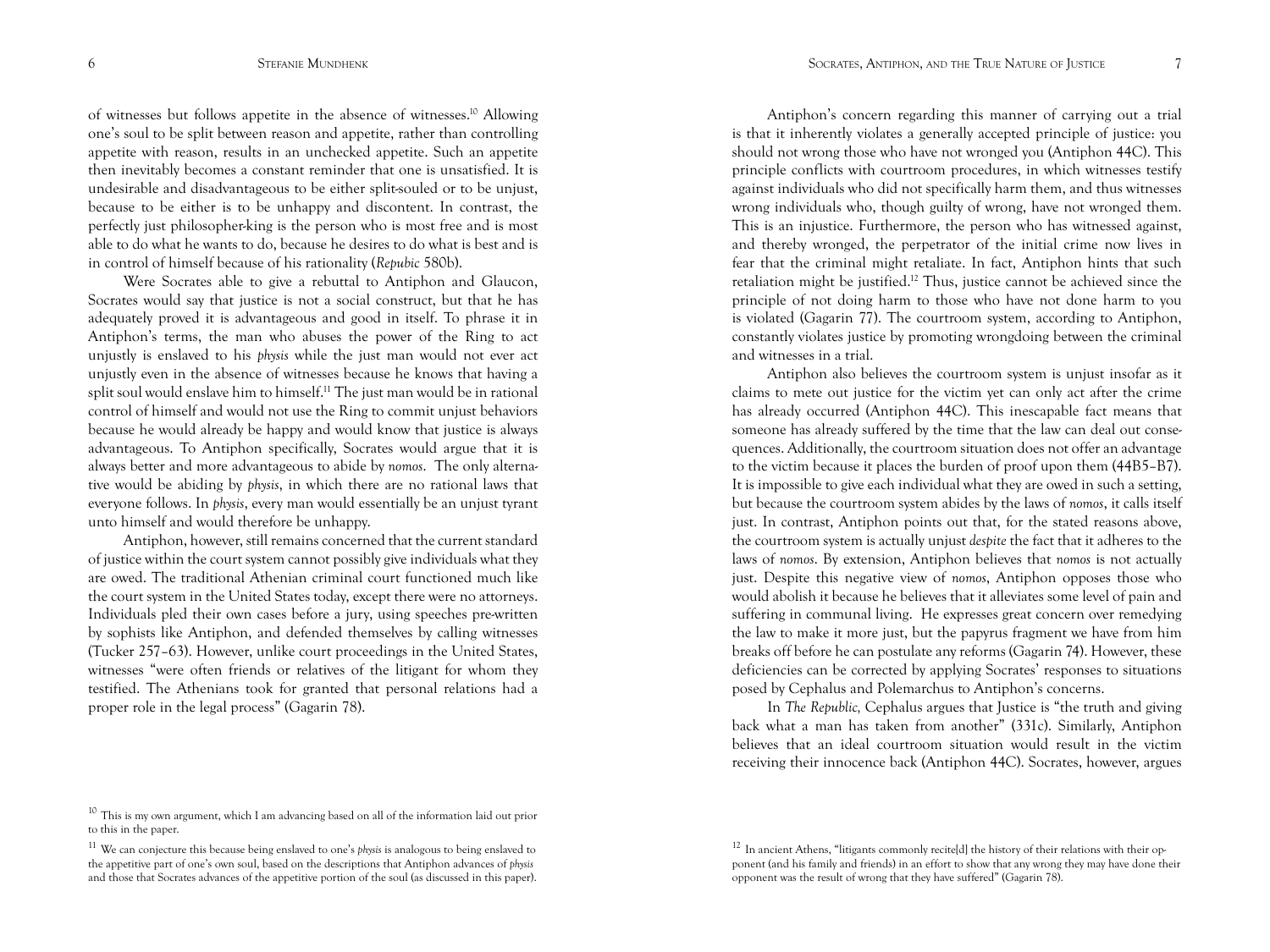of witnesses but follows appetite in the absence of witnesses.[10] Allowing one's soul to be split between reason and appetite, rather than controlling appetite with reason, results in an unchecked appetite. Such an appetite then inevitably becomes a constant reminder that one is unsatisfied. It is undesirable and disadvantageous to be either split-souled or to be unjust, because to be either is to be unhappy and discontent. In contrast, the perfectly just philosopher-king is the person who is most free and is most able to do what he wants to do, because he desires to do what is best and is in control of himself because of his rationality (*Repubic* 580b).

Were Socrates able to give a rebuttal to Antiphon and Glaucon, Socrates would say that justice is not a social construct, but that he has adequately proved it is advantageous and good in itself. To phrase it in Antiphon's terms, the man who abuses the power of the Ring to act unjustly is enslaved to his *physis* while the just man would not ever act unjustly even in the absence of witnesses because he knows that having a split soul would enslave him to himself.[11] The just man would be in rational control of himself and would not use the Ring to commit unjust behaviors because he would already be happy and would know that justice is always advantageous. To Antiphon specifically, Socrates would argue that it is always better and more advantageous to abide by *nomos*. The only alternative would be abiding by *physis*, in which there are no rational laws that everyone follows. In *physis*, every man would essentially be an unjust tyrant unto himself and would therefore be unhappy.

Antiphon, however, still remains concerned that the current standard of justice within the court system cannot possibly give individuals what they are owed. The traditional Athenian criminal court functioned much like the court system in the United States today, except there were no attorneys. Individuals pled their own cases before a jury, using speeches pre-written by sophists like Antiphon, and defended themselves by calling witnesses (Tucker 257–63). However, unlike court proceedings in the United States, witnesses "were often friends or relatives of the litigant for whom they testified. The Athenians took for granted that personal relations had a proper role in the legal process" (Gagarin 78).

Antiphon's concern regarding this manner of carrying out a trial is that it inherently violates a generally accepted principle of justice: you should not wrong those who have not wronged you (Antiphon 44C). This principle conflicts with courtroom procedures, in which witnesses testify against individuals who did not specifically harm them, and thus witnesses wrong individuals who, though guilty of wrong, have not wronged them. This is an injustice. Furthermore, the person who has witnessed against, and thereby wronged, the perpetrator of the initial crime now lives in fear that the criminal might retaliate. In fact, Antiphon hints that such retaliation might be justified.[12] Thus, justice cannot be achieved since the principle of not doing harm to those who have not done harm to you is violated (Gagarin 77). The courtroom system, according to Antiphon, constantly violates justice by promoting wrongdoing between the criminal and witnesses in a trial.

Antiphon also believes the courtroom system is unjust insofar as it claims to mete out justice for the victim yet can only act after the crime has already occurred (Antiphon 44C). This inescapable fact means that someone has already suffered by the time that the law can deal out consequences. Additionally, the courtroom situation does not offer an advantage to the victim because it places the burden of proof upon them (44B5–B7). It is impossible to give each individual what they are owed in such a setting, but because the courtroom system abides by the laws of *nomos*, it calls itself just. In contrast, Antiphon points out that, for the stated reasons above, the courtroom system is actually unjust *despite* the fact that it adheres to the laws of *nomos*. By extension, Antiphon believes that *nomos* is not actually just. Despite this negative view of *nomos*, Antiphon opposes those who would abolish it because he believes that it alleviates some level of pain and suffering in communal living. He expresses great concern over remedying the law to make it more just, but the papyrus fragment we have from him breaks off before he can postulate any reforms (Gagarin 74). However, these deficiencies can be corrected by applying Socrates' responses to situations posed by Cephalus and Polemarchus to Antiphon's concerns.

In *The Republic,* Cephalus argues that Justice is "the truth and giving back what a man has taken from another" (331c). Similarly, Antiphon believes that an ideal courtroom situation would result in the victim receiving their innocence back (Antiphon 44C). Socrates, however, argues

---

[10] This is my own argument, which I am advancing based on all of the information laid out prior to this in the paper.

[11] We can conjecture this because being enslaved to one's *physis* is analogous to being enslaved to the appetitive part of one's own soul, based on the descriptions that Antiphon advances of *physis* and those that Socrates advances of the appetitive portion of the soul (as discussed in this paper).

[12] In ancient Athens, "litigants commonly recite[d] the history of their relations with their opponent (and his family and friends) in an effort to show that any wrong they may have done their opponent was the result of wrong that they have suffered" (Gagarin 78).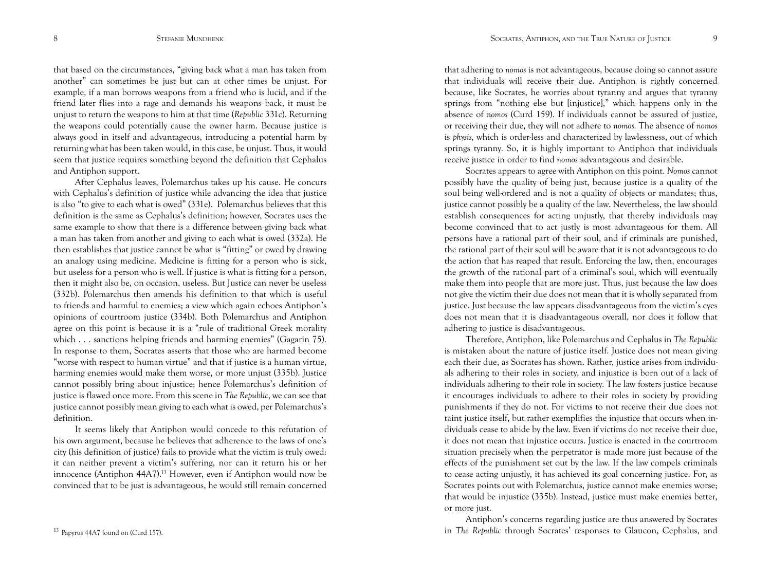that based on the circumstances, "giving back what a man has taken from another" can sometimes be just but can at other times be unjust. For example, if a man borrows weapons from a friend who is lucid, and if the friend later flies into a rage and demands his weapons back, it must be unjust to return the weapons to him at that time (*Republic* 331c). Returning the weapons could potentially cause the owner harm. Because justice is always good in itself and advantageous, introducing a potential harm by returning what has been taken would, in this case, be unjust. Thus, it would seem that justice requires something beyond the definition that Cephalus and Antiphon support.

After Cephalus leaves, Polemarchus takes up his cause. He concurs with Cephalus's definition of justice while advancing the idea that justice is also "to give to each what is owed" (331e). Polemarchus believes that this definition is the same as Cephalus's definition; however, Socrates uses the same example to show that there is a difference between giving back what a man has taken from another and giving to each what is owed (332a). He then establishes that justice cannot be what is "fitting" or owed by drawing an analogy using medicine. Medicine is fitting for a person who is sick, but useless for a person who is well. If justice is what is fitting for a person, then it might also be, on occasion, useless. But Justice can never be useless (332b). Polemarchus then amends his definition to that which is useful to friends and harmful to enemies; a view which again echoes Antiphon's opinions of courtroom justice (334b). Both Polemarchus and Antiphon agree on this point is because it is a "rule of traditional Greek morality which . . . sanctions helping friends and harming enemies" (Gagarin 75). In response to them, Socrates asserts that those who are harmed become "worse with respect to human virtue" and that if justice is a human virtue, harming enemies would make them worse, or more unjust (335b). Justice cannot possibly bring about injustice; hence Polemarchus's definition of justice is flawed once more. From this scene in *The Republic*, we can see that justice cannot possibly mean giving to each what is owed, per Polemarchus's definition.

It seems likely that Antiphon would concede to this refutation of his own argument, because he believes that adherence to the laws of one's city (his definition of justice) fails to provide what the victim is truly owed: it can neither prevent a victim's suffering, nor can it return his or her innocence (Antiphon 44A7).[13] However, even if Antiphon would now be convinced that to be just is advantageous, he would still remain concerned that adhering to *nomos* is not advantageous, because doing so cannot assure that individuals will receive their due. Antiphon is rightly concerned because, like Socrates, he worries about tyranny and argues that tyranny springs from "nothing else but [injustice]," which happens only in the absence of *nomos* (Curd 159). If individuals cannot be assured of justice, or receiving their due, they will not adhere to *nomos.* The absence of *nomos* is *physis,* which is order-less and characterized by lawlessness, out of which springs tyranny. So, it is highly important to Antiphon that individuals receive justice in order to find *nomos* advantageous and desirable.

Socrates appears to agree with Antiphon on this point. *Nomos* cannot possibly have the quality of being just, because justice is a quality of the soul being well-ordered and is not a quality of objects or mandates; thus, justice cannot possibly be a quality of the law. Nevertheless, the law should establish consequences for acting unjustly, that thereby individuals may become convinced that to act justly is most advantageous for them. All persons have a rational part of their soul, and if criminals are punished, the rational part of their soul will be aware that it is not advantageous to do the action that has reaped that result. Enforcing the law, then, encourages the growth of the rational part of a criminal's soul, which will eventually make them into people that are more just. Thus, just because the law does not give the victim their due does not mean that it is wholly separated from justice. Just because the law appears disadvantageous from the victim's eyes does not mean that it is disadvantageous overall, nor does it follow that adhering to justice is disadvantageous.

Therefore, Antiphon, like Polemarchus and Cephalus in *The Republic* is mistaken about the nature of justice itself. Justice does not mean giving each their due, as Socrates has shown. Rather, justice arises from individuals adhering to their roles in society, and injustice is born out of a lack of individuals adhering to their role in society. The law fosters justice because it encourages individuals to adhere to their roles in society by providing punishments if they do not. For victims to not receive their due does not taint justice itself, but rather exemplifies the injustice that occurs when individuals cease to abide by the law. Even if victims do not receive their due, it does not mean that injustice occurs. Justice is enacted in the courtroom situation precisely when the perpetrator is made more just because of the effects of the punishment set out by the law. If the law compels criminals to cease acting unjustly, it has achieved its goal concerning justice. For, as Socrates points out with Polemarchus, justice cannot make enemies worse; that would be injustice (335b). Instead, justice must make enemies better, or more just.

Antiphon's concerns regarding justice are thus answered by Socrates in *The Republic* through Socrates' responses to Glaucon, Cephalus, and

[13] Papyrus 44A7 found on (Curd 157).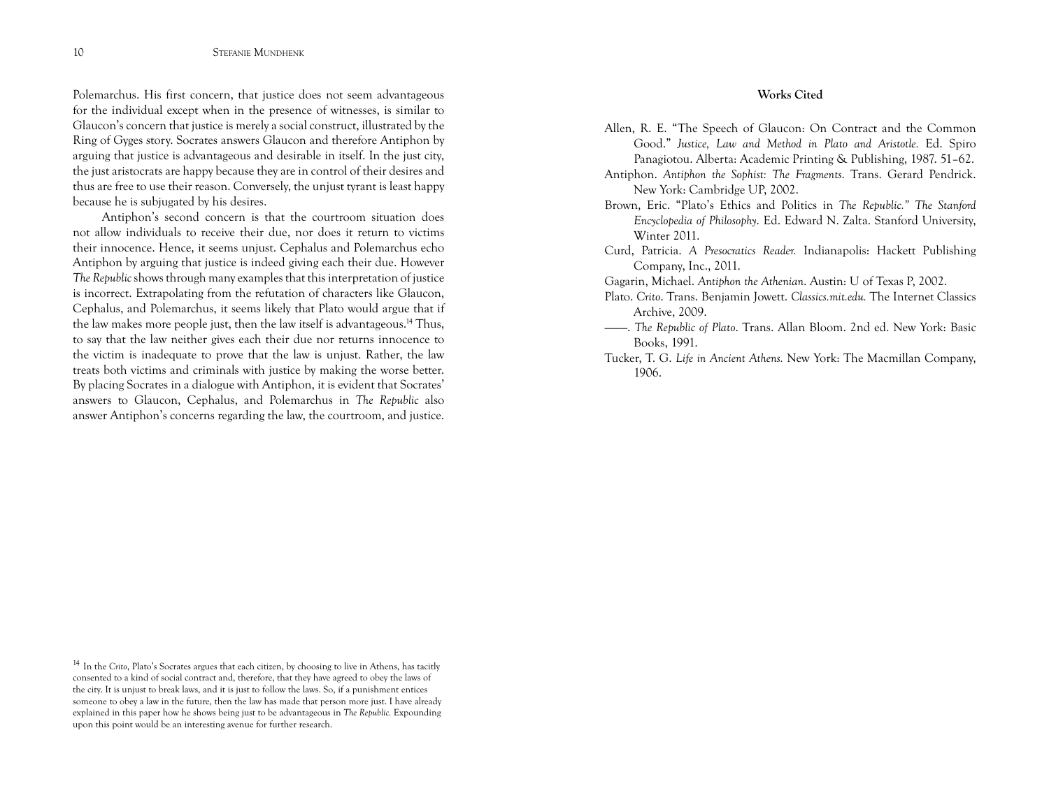Polemarchus. His first concern, that justice does not seem advantageous for the individual except when in the presence of witnesses, is similar to Glaucon's concern that justice is merely a social construct, illustrated by the Ring of Gyges story. Socrates answers Glaucon and therefore Antiphon by arguing that justice is advantageous and desirable in itself. In the just city, the just aristocrats are happy because they are in control of their desires and thus are free to use their reason. Conversely, the unjust tyrant is least happy because he is subjugated by his desires.

Antiphon's second concern is that the courtroom situation does not allow individuals to receive their due, nor does it return to victims their innocence. Hence, it seems unjust. Cephalus and Polemarchus echo Antiphon by arguing that justice is indeed giving each their due. However *The Republic* shows through many examples that this interpretation of justice is incorrect. Extrapolating from the refutation of characters like Glaucon, Cephalus, and Polemarchus, it seems likely that Plato would argue that if the law makes more people just, then the law itself is advantageous.[14] Thus, to say that the law neither gives each their due nor returns innocence to the victim is inadequate to prove that the law is unjust. Rather, the law treats both victims and criminals with justice by making the worse better. By placing Socrates in a dialogue with Antiphon, it is evident that Socrates' answers to Glaucon, Cephalus, and Polemarchus in *The Republic* also answer Antiphon's concerns regarding the law, the courtroom, and justice.

[14] In the *Crito*, Plato's Socrates argues that each citizen, by choosing to live in Athens, has tacitly consented to a kind of social contract and, therefore, that they have agreed to obey the laws of the city. It is unjust to break laws, and it is just to follow the laws. So, if a punishment entices someone to obey a law in the future, then the law has made that person more just. I have already explained in this paper how he shows being just to be advantageous in *The Republic*. Expounding upon this point would be an interesting avenue for further research.

## Works Cited

Allen, R. E. "The Speech of Glaucon: On Contract and the Common Good." *Justice, Law and Method in Plato and Aristotle.* Ed. Spiro Panagiotou. Alberta: Academic Printing & Publishing, 1987. 51–62.

Antiphon. *Antiphon the Sophist: The Fragments*. Trans. Gerard Pendrick. New York: Cambridge UP, 2002.

Brown, Eric. "Plato's Ethics and Politics in *The Republic*." *The Stanford Encyclopedia of Philosophy*. Ed. Edward N. Zalta. Stanford University, Winter 2011.

Curd, Patricia. *A Presocratics Reader.* Indianapolis: Hackett Publishing Company, Inc., 2011.

Gagarin, Michael. *Antiphon the Athenian*. Austin: U of Texas P, 2002.

Plato. *Crito*. Trans. Benjamin Jowett. *Classics.mit.edu.* The Internet Classics Archive, 2009.

——. *The Republic of Plato*. Trans. Allan Bloom. 2nd ed. New York: Basic Books, 1991.

Tucker, T. G. *Life in Ancient Athens.* New York: The Macmillan Company, 1906.